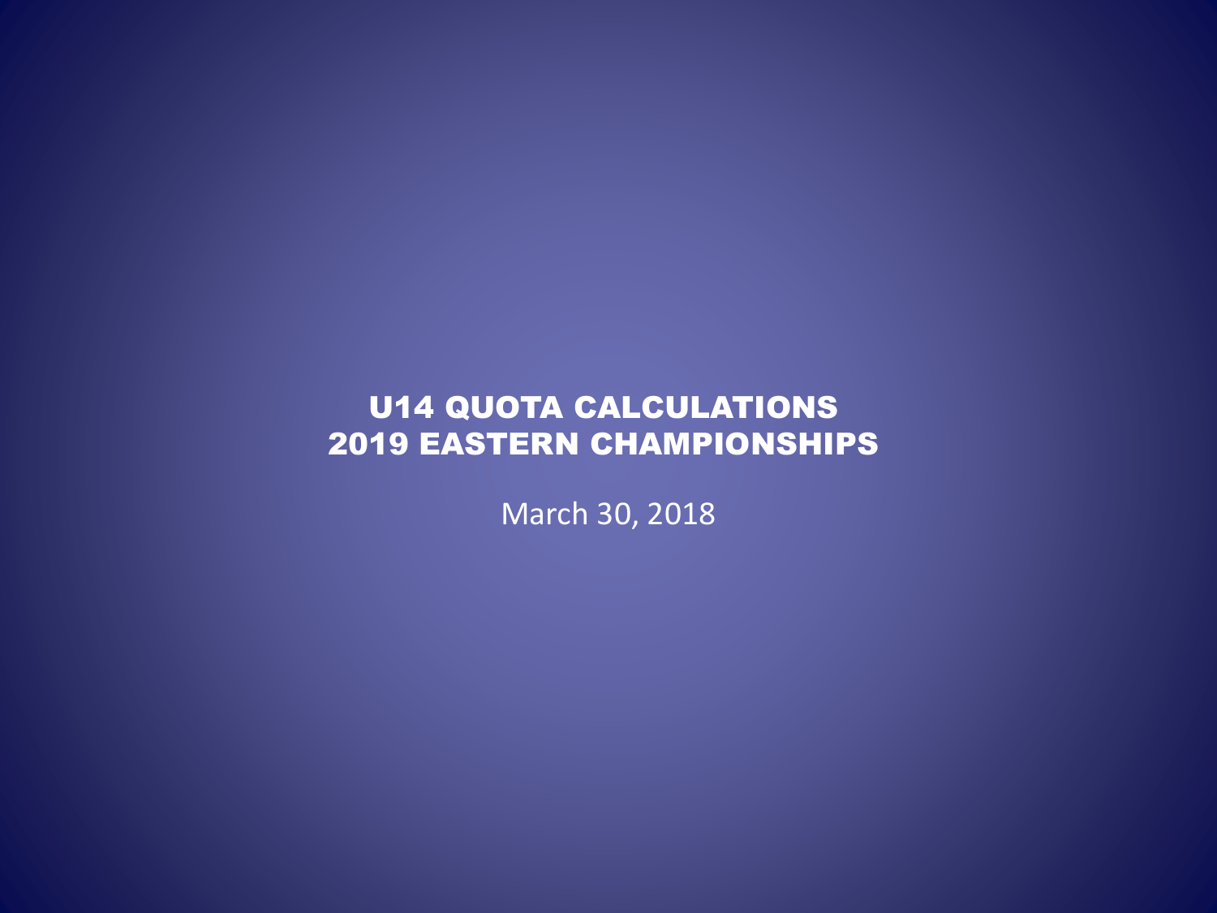# U14 QUOTA CALCULATIONS
# 2019 EASTERN CHAMPIONSHIPS

March 30, 2018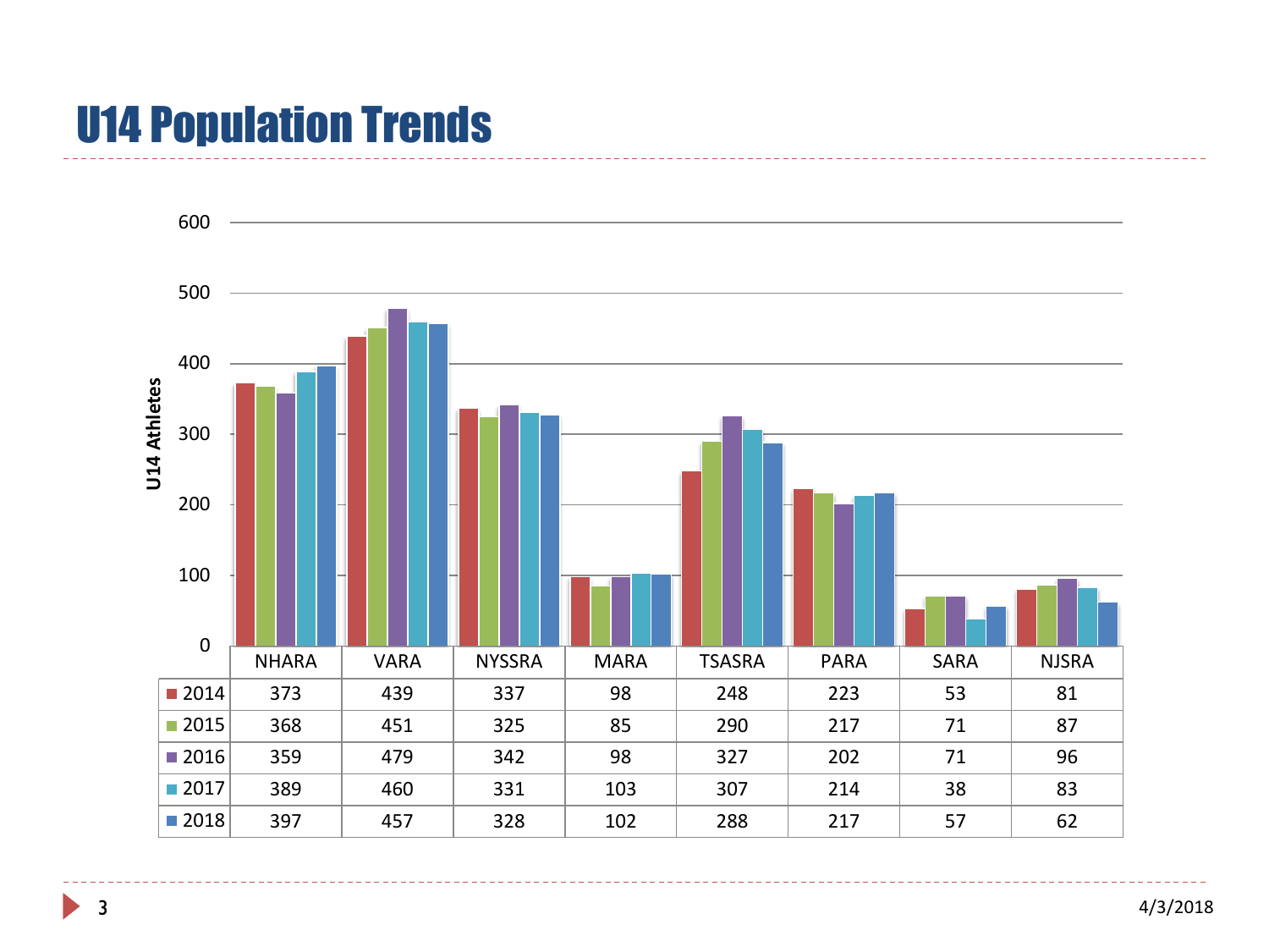# U14 Population Trends

U14 Athletes

| | NHARA | VARA | NYSSRA | MARA | TSASRA | PARA | SARA | NJSRA |
|---|---|---|---|---|---|---|---|---|
| 2014 | 373 | 439 | 337 | 98 | 248 | 223 | 53 | 81 |
| 2015 | 368 | 451 | 325 | 85 | 290 | 217 | 71 | 87 |
| 2016 | 359 | 479 | 342 | 98 | 327 | 202 | 71 | 96 |
| 2017 | 389 | 460 | 331 | 103 | 307 | 214 | 38 | 83 |
| 2018 | 397 | 457 | 328 | 102 | 288 | 217 | 57 | 62 |

4/3/2018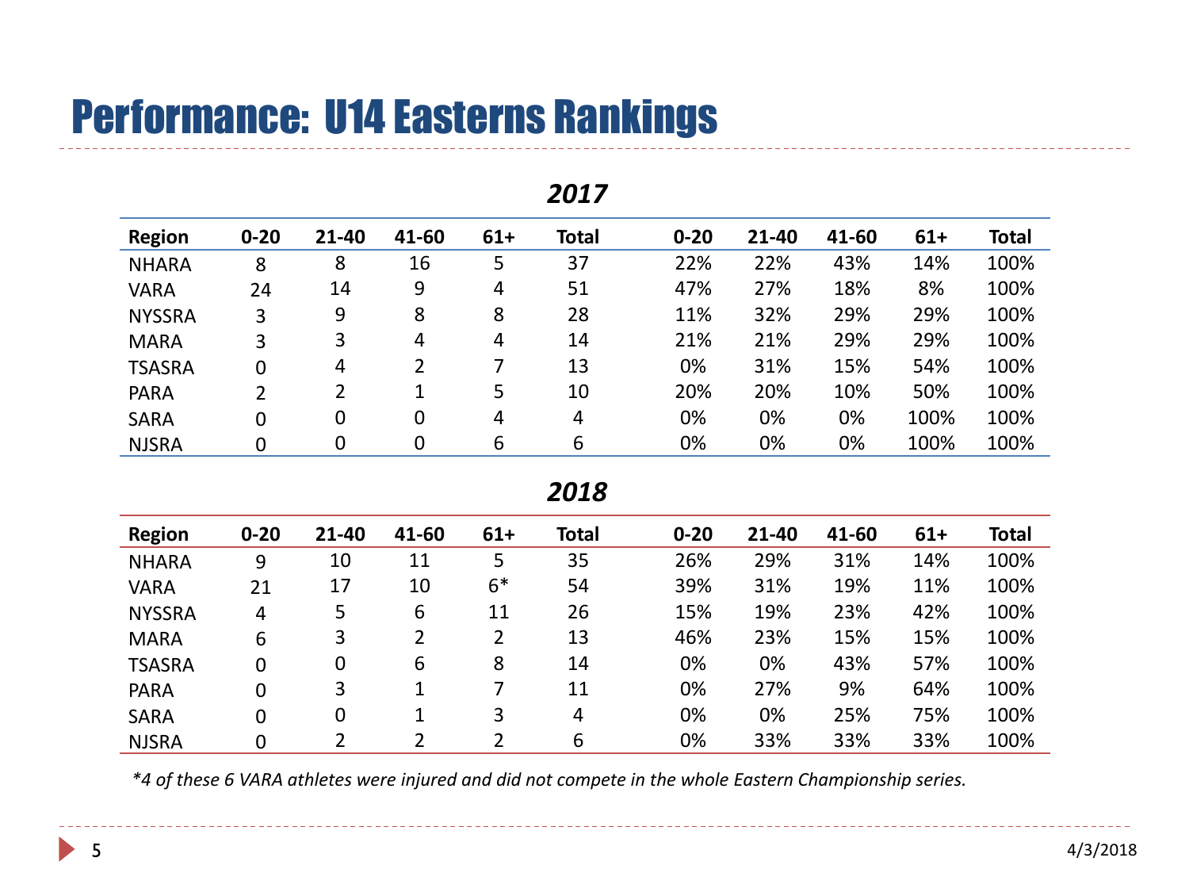# Performance: U14 Easterns Rankings

### *2017*

| Region | 0-20 | 21-40 | 41-60 | 61+ | Total | 0-20 | 21-40 | 41-60 | 61+ | Total |
|---|---|---|---|---|---|---|---|---|---|---|
| NHARA | 8 | 8 | 16 | 5 | 37 | 22% | 22% | 43% | 14% | 100% |
| VARA | 24 | 14 | 9 | 4 | 51 | 47% | 27% | 18% | 8% | 100% |
| NYSSRA | 3 | 9 | 8 | 8 | 28 | 11% | 32% | 29% | 29% | 100% |
| MARA | 3 | 3 | 4 | 4 | 14 | 21% | 21% | 29% | 29% | 100% |
| TSASRA | 0 | 4 | 2 | 7 | 13 | 0% | 31% | 15% | 54% | 100% |
| PARA | 2 | 2 | 1 | 5 | 10 | 20% | 20% | 10% | 50% | 100% |
| SARA | 0 | 0 | 0 | 4 | 4 | 0% | 0% | 0% | 100% | 100% |
| NJSRA | 0 | 0 | 0 | 6 | 6 | 0% | 0% | 0% | 100% | 100% |

### *2018*

| Region | 0-20 | 21-40 | 41-60 | 61+ | Total | 0-20 | 21-40 | 41-60 | 61+ | Total |
|---|---|---|---|---|---|---|---|---|---|---|
| NHARA | 9 | 10 | 11 | 5 | 35 | 26% | 29% | 31% | 14% | 100% |
| VARA | 21 | 17 | 10 | 6* | 54 | 39% | 31% | 19% | 11% | 100% |
| NYSSRA | 4 | 5 | 6 | 11 | 26 | 15% | 19% | 23% | 42% | 100% |
| MARA | 6 | 3 | 2 | 2 | 13 | 46% | 23% | 15% | 15% | 100% |
| TSASRA | 0 | 0 | 6 | 8 | 14 | 0% | 0% | 43% | 57% | 100% |
| PARA | 0 | 3 | 1 | 7 | 11 | 0% | 27% | 9% | 64% | 100% |
| SARA | 0 | 0 | 1 | 3 | 4 | 0% | 0% | 25% | 75% | 100% |
| NJSRA | 0 | 2 | 2 | 2 | 6 | 0% | 33% | 33% | 33% | 100% |

*\*4 of these 6 VARA athletes were injured and did not compete in the whole Eastern Championship series.*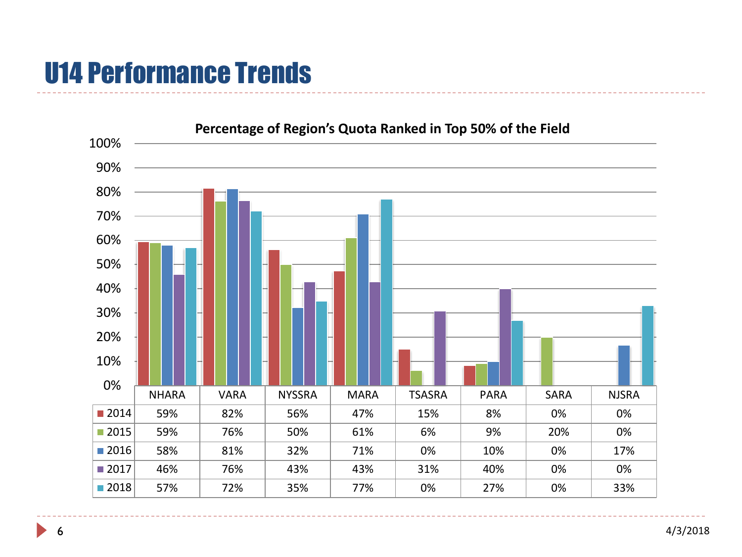# U14 Performance Trends

**Percentage of Region's Quota Ranked in Top 50% of the Field**

| | NHARA | VARA | NYSSRA | MARA | TSASRA | PARA | SARA | NJSRA |
|---|---|---|---|---|---|---|---|---|
| 2014 | 59% | 82% | 56% | 47% | 15% | 8% | 0% | 0% |
| 2015 | 59% | 76% | 50% | 61% | 6% | 9% | 20% | 0% |
| 2016 | 58% | 81% | 32% | 71% | 0% | 10% | 0% | 17% |
| 2017 | 46% | 76% | 43% | 43% | 31% | 40% | 0% | 0% |
| 2018 | 57% | 72% | 35% | 77% | 0% | 27% | 0% | 33% |

4/3/2018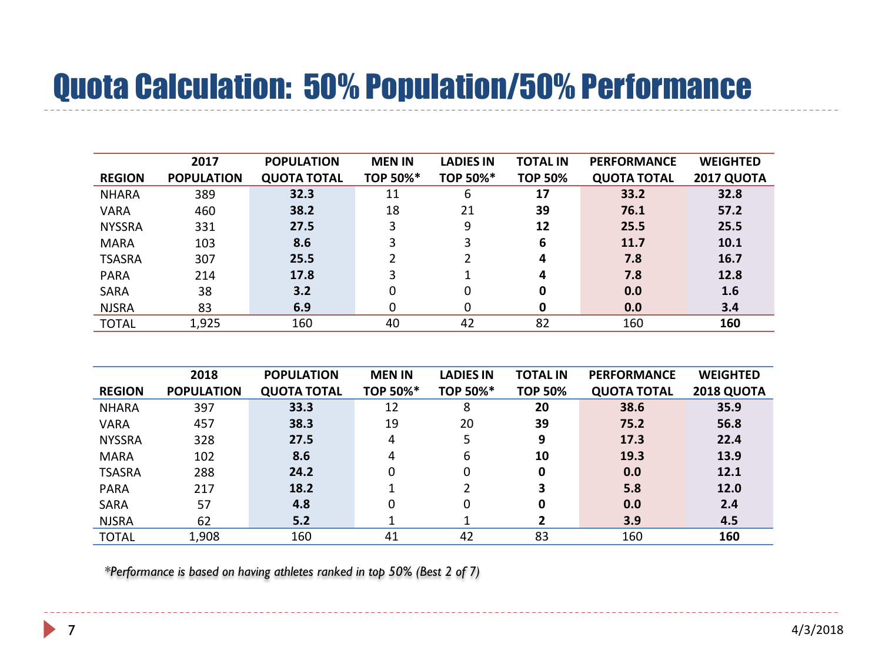# Quota Calculation: 50% Population/50% Performance

| REGION | 2017 POPULATION | POPULATION QUOTA TOTAL | MEN IN TOP 50%* | LADIES IN TOP 50%* | TOTAL IN TOP 50% | PERFORMANCE QUOTA TOTAL | WEIGHTED 2017 QUOTA |
|---|---|---|---|---|---|---|---|
| NHARA | 389 | **32.3** | 11 | 6 | **17** | **33.2** | **32.8** |
| VARA | 460 | **38.2** | 18 | 21 | **39** | **76.1** | **57.2** |
| NYSSRA | 331 | **27.5** | 3 | 9 | **12** | **25.5** | **25.5** |
| MARA | 103 | **8.6** | 3 | 3 | **6** | **11.7** | **10.1** |
| TSASRA | 307 | **25.5** | 2 | 2 | **4** | **7.8** | **16.7** |
| PARA | 214 | **17.8** | 3 | 1 | **4** | **7.8** | **12.8** |
| SARA | 38 | **3.2** | 0 | 0 | **0** | **0.0** | **1.6** |
| NJSRA | 83 | **6.9** | 0 | 0 | **0** | **0.0** | **3.4** |
| TOTAL | 1,925 | 160 | 40 | 42 | 82 | 160 | **160** |

| REGION | 2018 POPULATION | POPULATION QUOTA TOTAL | MEN IN TOP 50%* | LADIES IN TOP 50%* | TOTAL IN TOP 50% | PERFORMANCE QUOTA TOTAL | WEIGHTED 2018 QUOTA |
|---|---|---|---|---|---|---|---|
| NHARA | 397 | **33.3** | 12 | 8 | **20** | **38.6** | **35.9** |
| VARA | 457 | **38.3** | 19 | 20 | **39** | **75.2** | **56.8** |
| NYSSRA | 328 | **27.5** | 4 | 5 | **9** | **17.3** | **22.4** |
| MARA | 102 | **8.6** | 4 | 6 | **10** | **19.3** | **13.9** |
| TSASRA | 288 | **24.2** | 0 | 0 | **0** | **0.0** | **12.1** |
| PARA | 217 | **18.2** | 1 | 2 | **3** | **5.8** | **12.0** |
| SARA | 57 | **4.8** | 0 | 0 | **0** | **0.0** | **2.4** |
| NJSRA | 62 | **5.2** | 1 | 1 | **2** | **3.9** | **4.5** |
| TOTAL | 1,908 | 160 | 41 | 42 | 83 | 160 | **160** |

*\*Performance is based on having athletes ranked in top 50% (Best 2 of 7)*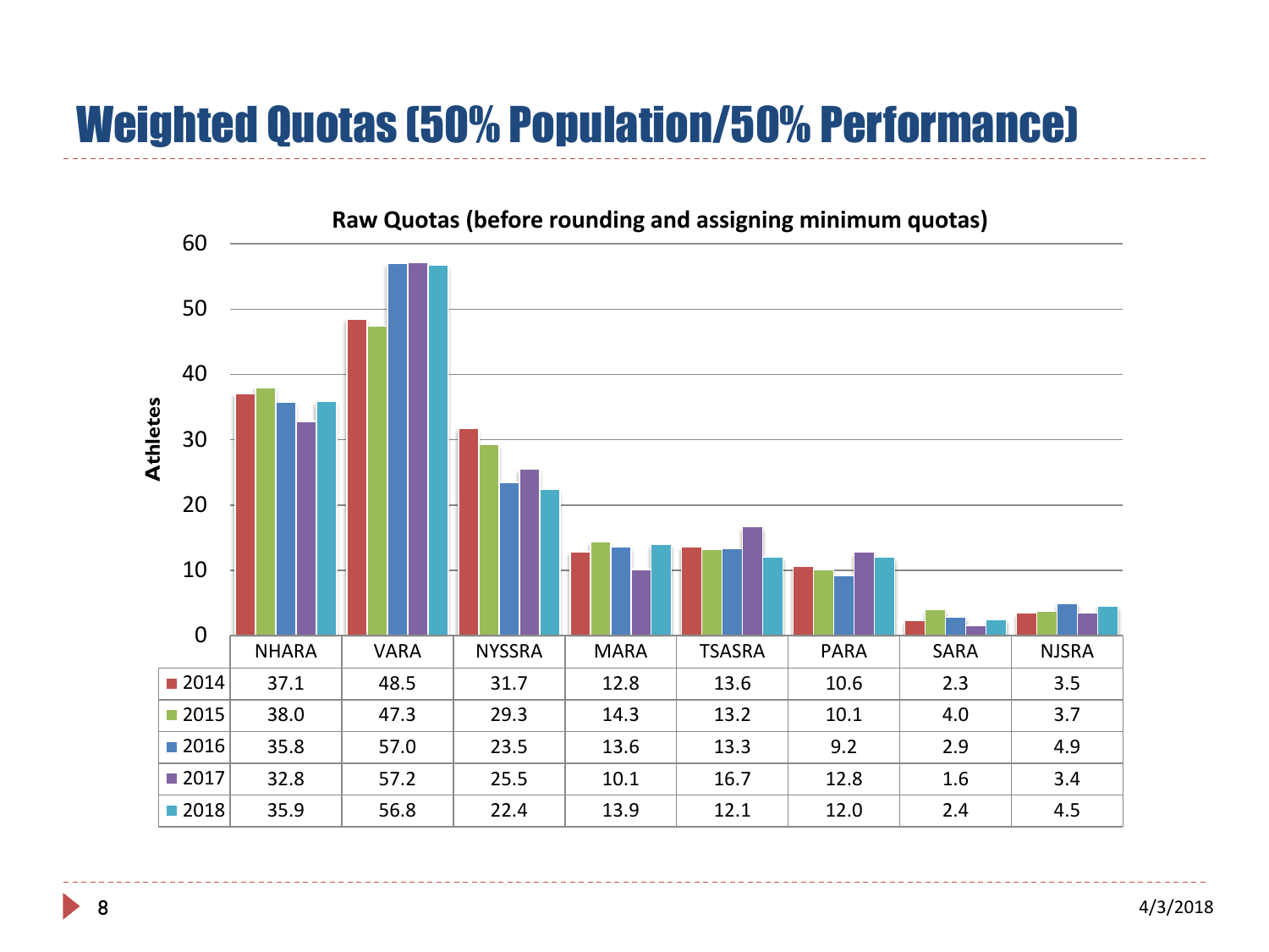# Weighted Quotas (50% Population/50% Performance)

**Raw Quotas (before rounding and assigning minimum quotas)**

| | NHARA | VARA | NYSSRA | MARA | TSASRA | PARA | SARA | NJSRA |
|---|---|---|---|---|---|---|---|---|
| 2014 | 37.1 | 48.5 | 31.7 | 12.8 | 13.6 | 10.6 | 2.3 | 3.5 |
| 2015 | 38.0 | 47.3 | 29.3 | 14.3 | 13.2 | 10.1 | 4.0 | 3.7 |
| 2016 | 35.8 | 57.0 | 23.5 | 13.6 | 13.3 | 9.2 | 2.9 | 4.9 |
| 2017 | 32.8 | 57.2 | 25.5 | 10.1 | 16.7 | 12.8 | 1.6 | 3.4 |
| 2018 | 35.9 | 56.8 | 22.4 | 13.9 | 12.1 | 12.0 | 2.4 | 4.5 |

4/3/2018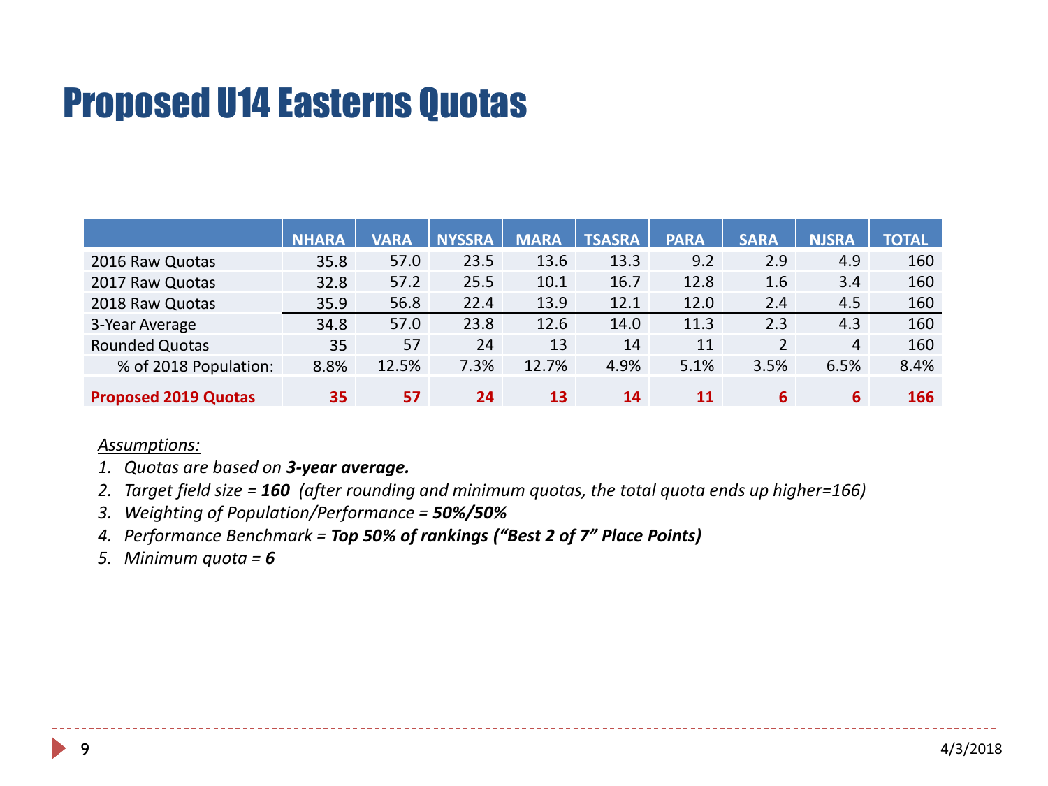# Proposed U14 Easterns Quotas

| | NHARA | VARA | NYSSRA | MARA | TSASRA | PARA | SARA | NJSRA | TOTAL |
|---|---|---|---|---|---|---|---|---|---|
| 2016 Raw Quotas | 35.8 | 57.0 | 23.5 | 13.6 | 13.3 | 9.2 | 2.9 | 4.9 | 160 |
| 2017 Raw Quotas | 32.8 | 57.2 | 25.5 | 10.1 | 16.7 | 12.8 | 1.6 | 3.4 | 160 |
| 2018 Raw Quotas | 35.9 | 56.8 | 22.4 | 13.9 | 12.1 | 12.0 | 2.4 | 4.5 | 160 |
| 3-Year Average | 34.8 | 57.0 | 23.8 | 12.6 | 14.0 | 11.3 | 2.3 | 4.3 | 160 |
| Rounded Quotas | 35 | 57 | 24 | 13 | 14 | 11 | 2 | 4 | 160 |
| % of 2018 Population: | 8.8% | 12.5% | 7.3% | 12.7% | 4.9% | 5.1% | 3.5% | 6.5% | 8.4% |
| **Proposed 2019 Quotas** | **35** | **57** | **24** | **13** | **14** | **11** | **6** | **6** | **166** |

*Assumptions:*

1. *Quotas are based on **3-year average.***
2. *Target field size = **160** (after rounding and minimum quotas, the total quota ends up higher=166)*
3. *Weighting of Population/Performance = **50%/50%***
4. *Performance Benchmark = **Top 50% of rankings ("Best 2 of 7" Place Points)***
5. *Minimum quota = **6***